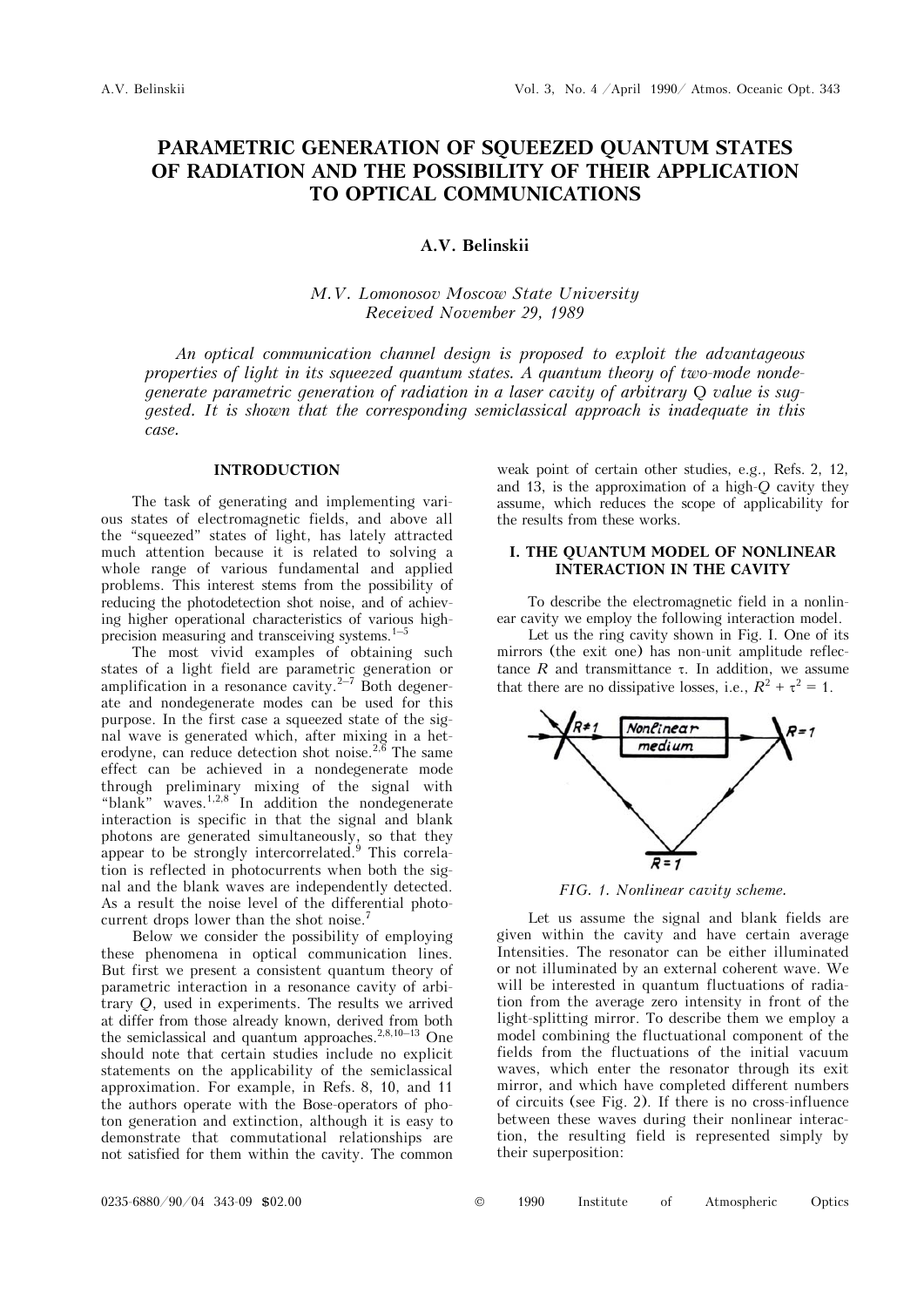# PARAMETRIC GENERATION OF SQUEEZED QUANTUM STATES OF RADIATION AND THE POSSIBILITY OF THEIR APPLICATION TO OPTICAL COMMUNICATIONS

**A.V. Belinskii**

*M.V. Lomonosov Moscow State University*
*Received November 29, 1989*

*An optical communication channel design is proposed to exploit the advantageous properties of light in its squeezed quantum states. A quantum theory of two-mode nondegenerate parametric generation of radiation in a laser cavity of arbitrary Q value is suggested. It is shown that the corresponding semiclassical approach is inadequate in this case.*

## INTRODUCTION

The task of generating and implementing various states of electromagnetic fields, and above all the "squeezed" states of light, has lately attracted much attention because it is related to solving a whole range of various fundamental and applied problems. This interest stems from the possibility of reducing the photodetection shot noise, and of achieving higher operational characteristics of various high-precision measuring and transceiving systems.[1–5]

The most vivid examples of obtaining such states of a light field are parametric generation or amplification in a resonance cavity.[2–7] Both degenerate and nondegenerate modes can be used for this purpose. In the first case a squeezed state of the signal wave is generated which, after mixing in a heterodyne, can reduce detection shot noise.[2,6] The same effect can be achieved in a nondegenerate mode through preliminary mixing of the signal with "blank" waves.[1,2,8] In addition the nondegenerate interaction is specific in that the signal and blank photons are generated simultaneously, so that they appear to be strongly intercorrelated.[9] This correlation is reflected in photocurrents when both the signal and the blank waves are independently detected. As a result the noise level of the differential photocurrent drops lower than the shot noise.[7]

Below we consider the possibility of employing these phenomena in optical communication lines. But first we present a consistent quantum theory of parametric interaction in a resonance cavity of arbitrary $Q$, used in experiments. The results we arrived at differ from those already known, derived from both the semiclassical and quantum approaches.[2,8,10–13] One should note that certain studies include no explicit statements on the applicability of the semiclassical approximation. For example, in Refs. 8, 10, and 11 the authors operate with the Bose-operators of photon generation and extinction, although it is easy to demonstrate that commutational relationships are not satisfied for them within the cavity. The common weak point of certain other studies, e.g., Refs. 2, 12, and 13, is the approximation of a high-$Q$ cavity they assume, which reduces the scope of applicability for the results from these works.

## I. THE QUANTUM MODEL OF NONLINEAR INTERACTION IN THE CAVITY

To describe the electromagnetic field in a nonlinear cavity we employ the following interaction model.

Let us the ring cavity shown in Fig. I. One of its mirrors (the exit one) has non-unit amplitude reflectance $R$ and transmittance $\tau$. In addition, we assume that there are no dissipative losses, i.e., $R^2 + \tau^2 = 1$.

*FIG. 1. Nonlinear cavity scheme.*

Let us assume the signal and blank fields are given within the cavity and have certain average Intensities. The resonator can be either illuminated or not illuminated by an external coherent wave. We will be interested in quantum fluctuations of radiation from the average zero intensity in front of the light-splitting mirror. To describe them we employ a model combining the fluctuational component of the fields from the fluctuations of the initial vacuum waves, which enter the resonator through its exit mirror, and which have completed different numbers of circuits (see Fig. 2). If there is no cross-influence between these waves during their nonlinear interaction, the resulting field is represented simply by their superposition: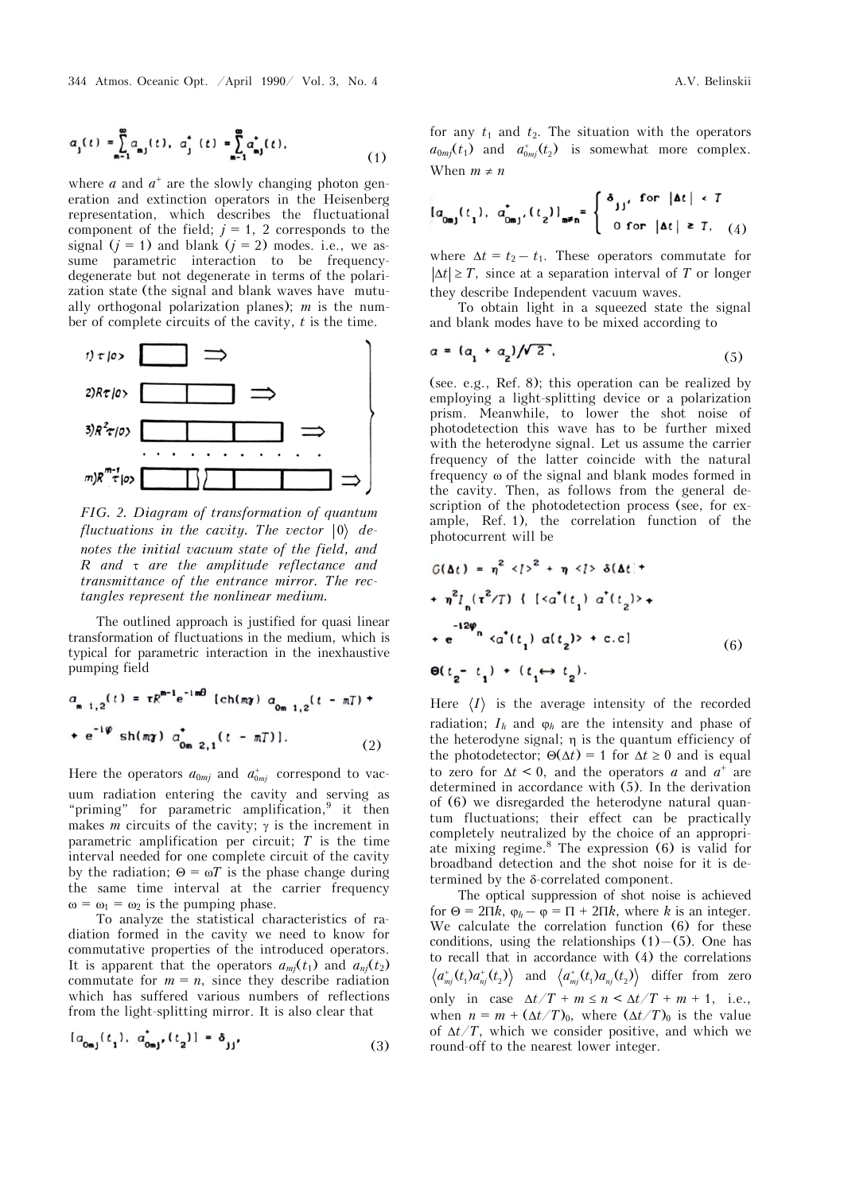$$a_j(t) = \sum_{m=1}^{\infty} a_{mj}(t), \quad a_j^+(t) = \sum_{m=1}^{\infty} a_{mj}^+(t), \tag{1}$$

where $a$ and $a^+$ are the slowly changing photon generation and extinction operators in the Heisenberg representation, which describes the fluctuational component of the field; $j = 1$, 2 corresponds to the signal ($j = 1$) and blank ($j = 2$) modes. i.e., we assume parametric interaction to be frequency-degenerate but not degenerate in terms of the polarization state (the signal and blank waves have mutually orthogonal polarization planes); $m$ is the number of complete circuits of the cavity, $t$ is the time.

FIG. 2. *Diagram of transformation of quantum fluctuations in the cavity. The vector $|0\rangle$ denotes the initial vacuum state of the field, and $R$ and $\tau$ are the amplitude reflectance and transmittance of the entrance mirror. The rectangles represent the nonlinear medium.*

The outlined approach is justified for quasi linear transformation of fluctuations in the medium, which is typical for parametric interaction in the inexhaustive pumping field

$$a_{m\ 1,2}(t) = \tau R^{m-1} e^{-im\theta} [\mathrm{ch}(m\gamma)\, a_{0m\ 1,2}(t - mT) + e^{-i\varphi}\, \mathrm{sh}(m\gamma)\, a^+_{0m\ 2,1}(t - mT)]. \tag{2}$$

Here the operators $a_{0mj}$ and $a^+_{0mj}$ correspond to vacuum radiation entering the cavity and serving as "priming" for parametric amplification,[9] it then makes $m$ circuits of the cavity; $\gamma$ is the increment in parametric amplification per circuit; $T$ is the time interval needed for one complete circuit of the cavity by the radiation; $\Theta = \omega T$ is the phase change during the same time interval at the carrier frequency $\omega = \omega_1 = \omega_2$ is the pumping phase.

To analyze the statistical characteristics of radiation formed in the cavity we need to know for commutative properties of the introduced operators. It is apparent that the operators $a_{mj}(t_1)$ and $a_{nj}(t_2)$ commutate for $m = n$, since they describe radiation which has suffered various numbers of reflections from the light-splitting mirror. It is also clear that

$$[a_{0mj}(t_1),\ a^+_{0mj'}(t_2)] = \delta_{jj'}, \tag{3}$$

for any $t_1$ and $t_2$. The situation with the operators $a_{0mj}(t_1)$ and $a^+_{0mj}(t_2)$ is somewhat more complex. When $m \neq n$

$$[a_{0mj}(t_1),\ a^+_{0mj'}(t_2)]_{m\neq n} = \begin{cases} \delta_{jj'}, & \text{for } |\Delta t| < T \\ 0 & \text{for } |\Delta t| \geq T, \end{cases} \tag{4}$$

where $\Delta t = t_2 - t_1$. These operators commutate for $|\Delta t| \geq T$, since at a separation interval of $T$ or longer they describe Independent vacuum waves.

To obtain light in a squeezed state the signal and blank modes have to be mixed according to

$$a = (a_1 + a_2)/\sqrt{2}, \tag{5}$$

(see. e.g., Ref. 8); this operation can be realized by employing a light-splitting device or a polarization prism. Meanwhile, to lower the shot noise of photodetection this wave has to be further mixed with the heterodyne signal. Let us assume the carrier frequency of the latter coincide with the natural frequency $\omega$ of the signal and blank modes formed in the cavity. Then, as follows from the general description of the photodetection process (see, for example, Ref. 1), the correlation function of the photocurrent will be

$$G(\Delta t) = \eta^2 \langle I\rangle^2 + \eta \langle I\rangle\, \delta(\Delta t) + \eta^2 I_h (\tau^2/T)\, \{ [\langle a^+(t_1)\, a^+(t_2)\rangle + e^{-i2\varphi_h} \langle a^+(t_1)\, a(t_2)\rangle + \text{c.c}]\, \Theta(t_2 - t_1) + (t_1 \leftrightarrow t_2). \tag{6}$$

Here $\langle I\rangle$ is the average intensity of the recorded radiation; $I_h$ and $\varphi_h$ are the intensity and phase of the heterodyne signal; $\eta$ is the quantum efficiency of the photodetector; $\Theta(\Delta t) = 1$ for $\Delta t \geq 0$ and is equal to zero for $\Delta t < 0$, and the operators $a$ and $a^+$ are determined in accordance with (5). In the derivation of (6) we disregarded the heterodyne natural quantum fluctuations; their effect can be practically completely neutralized by the choice of an appropriate mixing regime.[8] The expression (6) is valid for broadband detection and the shot noise for it is determined by the $\delta$-correlated component.

The optical suppression of shot noise is achieved for $\Theta = 2\Pi k$, $\varphi_h - \varphi = \Pi + 2\Pi k$, where $k$ is an integer. We calculate the correlation function (6) for these conditions, using the relationships (1)–(5). One has to recall that in accordance with (4) the correlations $\langle a^+_{mj}(t_1) a^+_{nj}(t_2)\rangle$ and $\langle a^+_{mj}(t_1) a_{nj}(t_2)\rangle$ differ from zero only in case $\Delta t/T + m \leq n < \Delta t/T + m + 1$, i.e., when $n = m + (\Delta t/T)_0$, where $(\Delta t/T)_0$ is the value of $\Delta t/T$, which we consider positive, and which we round-off to the nearest lower integer.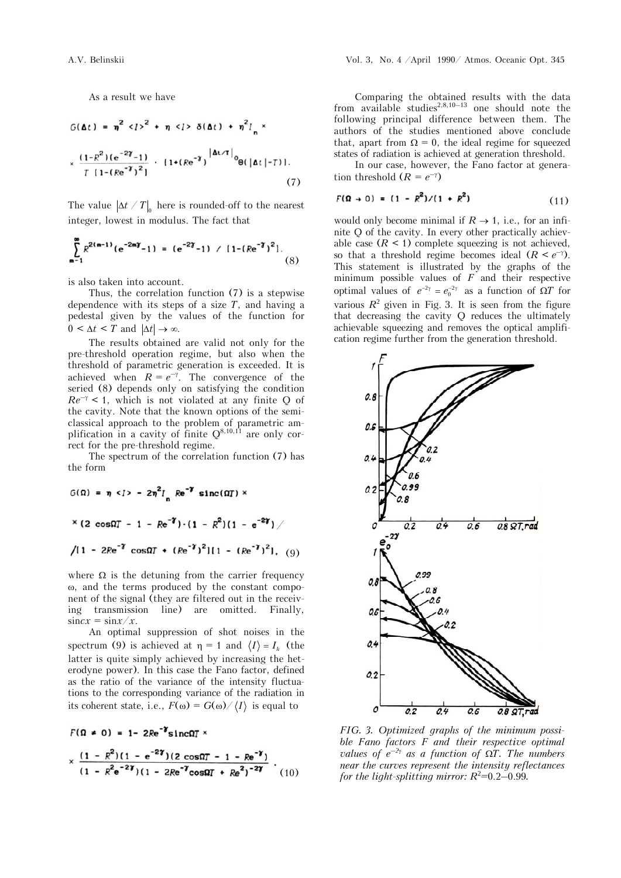As a result we have

$$G(\Delta t) = \eta^2 \langle I\rangle^2 + \eta \langle I\rangle \, \delta(\Delta t) + \eta^2 I_n \times$$
$$\times \frac{(1-R^2)(e^{-2\gamma}-1)}{T\,[1-(Re^{-\gamma})^2]} \cdot [1+(Re^{-\gamma})^{|\Delta t/T|_0}\Theta(|\Delta t|-T)]. \tag{7}$$

The value $|\Delta t/T|_0$ here is rounded-off to the nearest integer, lowest in modulus. The fact that

$$\sum_{m=1}^{\infty} R^{2(m-1)}(e^{-2m\gamma}-1) = (e^{-2\gamma}-1)\,/\,[1-(Re^{-\gamma})^2]. \tag{8}$$

is also taken into account.

Thus, the correlation function (7) is a stepwise dependence with its steps of a size $T$, and having a pedestal given by the values of the function for $0 < \Delta t < T$ and $|\Delta t| \to \infty$.

The results obtained are valid not only for the pre-threshold operation regime, but also when the threshold of parametric generation is exceeded. It is achieved when $R = e^{-\gamma}$. The convergence of the seried (8) depends only on satisfying the condition $Re^{-\gamma} < 1$, which is not violated at any finite Q of the cavity. Note that the known options of the semi-classical approach to the problem of parametric amplification in a cavity of finite Q[8,10,11] are only correct for the pre-threshold regime.

The spectrum of the correlation function (7) has the form

$$G(\Omega) = \eta \langle I\rangle - 2\eta^2 I_n \, Re^{-\gamma} \,\mathrm{sinc}(\Omega T) \times$$
$$\times (2\cos\Omega T - 1 - Re^{-\gamma})\cdot(1-R^2)(1-e^{-2\gamma})\,/$$
$$/[1 - 2Re^{-\gamma}\cos\Omega T + (Re^{-\gamma})^2][1-(Re^{-\gamma})^2], \tag{9}$$

where $\Omega$ is the detuning from the carrier frequency $\omega$, and the terms produced by the constant component of the signal (they are filtered out in the receiving transmission line) are omitted. Finally, $\mathrm{sinc}x = \sin x/x$.

An optimal suppression of shot noises in the spectrum (9) is achieved at $\eta = 1$ and $\langle I\rangle = I_h$ (the latter is quite simply achieved by increasing the heterodyne power). In this case the Fano factor, defined as the ratio of the variance of the intensity fluctuations to the corresponding variance of the radiation in its coherent state, i.e., $F(\omega) = G(\omega)/\langle I\rangle$ is equal to

$$F(\Omega \neq 0) = 1 - 2Re^{-\gamma}\mathrm{sinc}\Omega T \times$$
$$\times \frac{(1-R^2)(1-e^{-2\gamma})(2\cos\Omega T - 1 - Re^{-\gamma})}{(1-R^2e^{-2\gamma})(1-2Re^{-\gamma}\cos\Omega T + Re^2)^{-2\gamma}}. \tag{10}$$

Comparing the obtained results with the data from available studies[2,8,10–13] one should note the following principal difference between them. The authors of the studies mentioned above conclude that, apart from $\Omega = 0$, the ideal regime for squeezed states of radiation is achieved at generation threshold.

In our case, however, the Fano factor at generation threshold ($R = e^{-\gamma}$)

$$F(\Omega \to 0) = (1 - R^2)/(1 + R^2) \tag{11}$$

would only become minimal if $R \to 1$, i.e., for an infinite Q of the cavity. In every other practically achievable case ($R < 1$) complete squeezing is not achieved, so that a threshold regime becomes ideal ($R < e^{-\gamma}$). This statement is illustrated by the graphs of the minimum possible values of $F$ and their respective optimal values of $e^{-2\gamma} = e_0^{-2\gamma}$ as a function of $\Omega T$ for various $R^2$ given in Fig. 3. It is seen from the figure that decreasing the cavity Q reduces the ultimately achievable squeezing and removes the optical amplification regime further from the generation threshold.

*FIG. 3. Optimized graphs of the minimum possible Fano factors F and their respective optimal values of $e^{-2\gamma}$ as a function of $\Omega T$. The numbers near the curves represent the intensity reflectances for the light-splitting mirror: $R^2$=0.2–0.99.*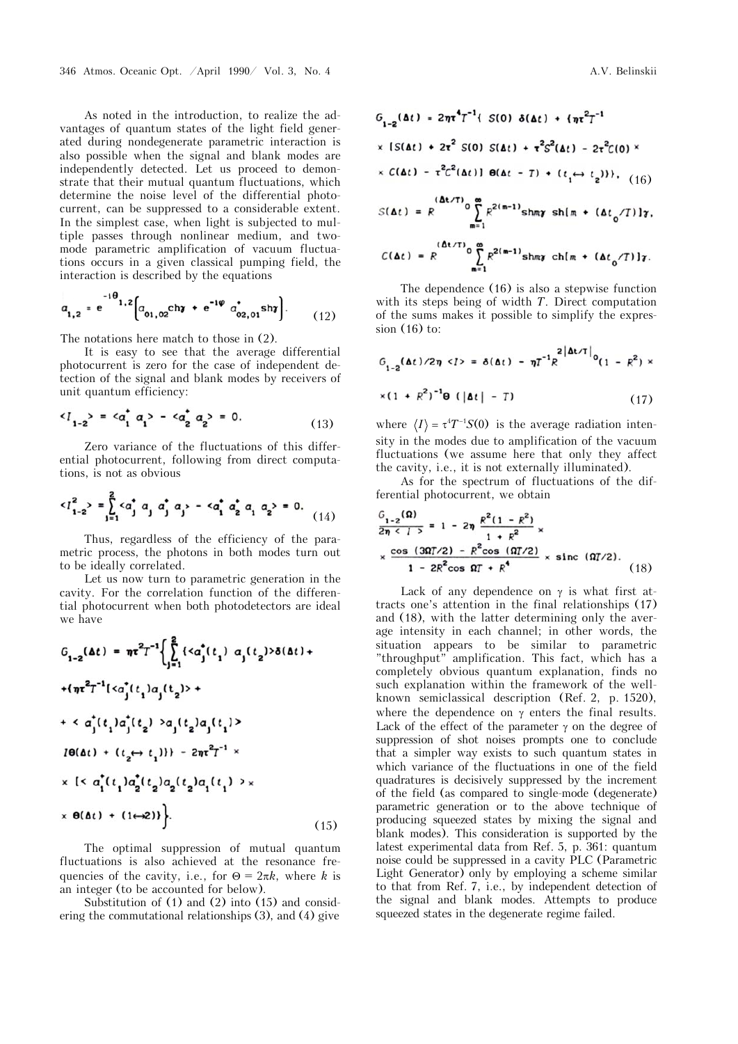As noted in the introduction, to realize the advantages of quantum states of the light field generated during nondegenerate parametric interaction is also possible when the signal and blank modes are independently detected. Let us proceed to demonstrate that their mutual quantum fluctuations, which determine the noise level of the differential photocurrent, can be suppressed to a considerable extent. In the simplest case, when light is subjected to multiple passes through nonlinear medium, and two-mode parametric amplification of vacuum fluctuations occurs in a given classical pumping field, the interaction is described by the equations

$$a_{1,2} = e^{-i\theta_{1,2}}\left[a_{01,02}\text{ch}\gamma + e^{-i\varphi}\, a^{+}_{02,01}\text{sh}\gamma\right]. \tag{12}$$

The notations here match to those in (2).

It is easy to see that the average differential photocurrent is zero for the case of independent detection of the signal and blank modes by receivers of unit quantum efficiency:

$$\langle I_{1-2}\rangle = \langle a_1^{+}\, a_1\rangle - \langle a_2^{+}\, a_2\rangle = 0. \tag{13}$$

Zero variance of the fluctuations of this differential photocurrent, following from direct computations, is not as obvious

$$\langle I^2_{1-2}\rangle = \sum_{j=1}^{2}\langle a_j^{+}\, a_j\, a_j^{+}\, a_j\rangle - \langle a_1^{+}\, a_2^{+}\, a_1\, a_2\rangle = 0. \tag{14}$$

Thus, regardless of the efficiency of the parametric process, the photons in both modes turn out to be ideally correlated.

Let us now turn to parametric generation in the cavity. For the correlation function of the differential photocurrent when both photodetectors are ideal we have

$$\begin{aligned}G_{1-2}(\Delta t) = {} & \eta\tau^2 T^{-1}\Big\{\sum_{j=1}^{2}\{\langle a_j^{+}(t_1)\, a_j(t_2)\rangle\delta(\Delta t) + \\ & +(\eta\tau^2T^{-1}[\langle a_j^{+}(t_1)a_j(t_2)\rangle + \\ & + \langle a_j^{+}(t_1)a_j^{+}(t_2)\rangle a_j(t_2)a_j(t_1)\rangle \\ & I\theta(\Delta t) + (t_2 \leftrightarrow t_1)\}\} - 2\eta\tau^2T^{-1}\times \\ & \times [\langle a_1^{+}(t_1)a_2^{+}(t_2)a_2(t_2)a_1(t_1)\rangle \times \\ & \times \theta(\Delta t) + (1\leftrightarrow 2)\}\Big\}.\end{aligned} \tag{15}$$

The optimal suppression of mutual quantum fluctuations is also achieved at the resonance frequencies of the cavity, i.e., for $\Theta = 2\pi k$, where $k$ is an integer (to be accounted for below).

Substitution of (1) and (2) into (15) and considering the commutational relationships (3), and (4) give

$$\begin{aligned}G_{1-2}(\Delta t) = {} & 2\eta\tau^4T^{-1}\{\, S(0)\,\delta(\Delta t) + \{\eta\tau^2T^{-1} \\ & \times [S(\Delta t) + 2\tau^2\, S(0)\, S(\Delta t) + \tau^2S^2(\Delta t) - 2\tau^2C(0)\times \\ & \times C(\Delta t) - \tau^2C^2(\Delta t)]\,\theta(\Delta t - T) + (t_1 \leftrightarrow t_2)\}\},\end{aligned} \tag{16}$$

$$S(\Delta t) = R^{(\Delta t/T)_0}\sum_{m=1}^{\infty}R^{2(m-1)}\text{sh}m\gamma\ \text{sh}[m + (\Delta t_0/T)]\gamma,$$

$$C(\Delta t) = R^{(\Delta t/T)_0}\sum_{m=1}^{\infty}R^{2(m-1)}\text{sh}m\gamma\ \text{ch}[m + (\Delta t_0/T)]\gamma.$$

The dependence (16) is also a stepwise function with its steps being of width $T$. Direct computation of the sums makes it possible to simplify the expression (16) to:

$$\begin{aligned}G_{1-2}(\Delta t)/2\eta\langle I\rangle = {} & \delta(\Delta t) - \eta T^{-1}R^{2|\Delta t/T|_0}(1 - R^2)\times \\ & \times(1 + R^2)^{-1}\theta\,(|\Delta t| - T)\end{aligned} \tag{17}$$

where $\langle I\rangle = \tau^4T^{-1}S(0)$ is the average radiation intensity in the modes due to amplification of the vacuum fluctuations (we assume here that only they affect the cavity, i.e., it is not externally illuminated).

As for the spectrum of fluctuations of the differential photocurrent, we obtain

$$\begin{aligned}\frac{G_{1-2}(\Omega)}{2\eta\langle I\rangle} = {} & 1 - 2\eta\,\frac{R^2(1 - R^2)}{1 + R^2}\times \\ & \times\frac{\cos\,(3\Omega T/2) - R^2\cos\,(\Omega T/2)}{1 - 2R^2\cos\,\Omega T + R^4}\times\text{sinc}\,(\Omega T/2).\end{aligned} \tag{18}$$

Lack of any dependence on $\gamma$ is what first attracts one's attention in the final relationships (17) and (18), with the latter determining only the average intensity in each channel; in other words, the situation appears to be similar to parametric "throughput" amplification. This fact, which has a completely obvious quantum explanation, finds no such explanation within the framework of the well-known semiclassical description (Ref. 2, p. 1520), where the dependence on $\gamma$ enters the final results. Lack of the effect of the parameter $\gamma$ on the degree of suppression of shot noises prompts one to conclude that a simpler way exists to such quantum states in which variance of the fluctuations in one of the field quadratures is decisively suppressed by the increment of the field (as compared to single-mode (degenerate) parametric generation or to the above technique of producing squeezed states by mixing the signal and blank modes). This consideration is supported by the latest experimental data from Ref. 5, p. 361: quantum noise could be suppressed in a cavity PLC (Parametric Light Generator) only by employing a scheme similar to that from Ref. 7, i.e., by independent detection of the signal and blank modes. Attempts to produce squeezed states in the degenerate regime failed.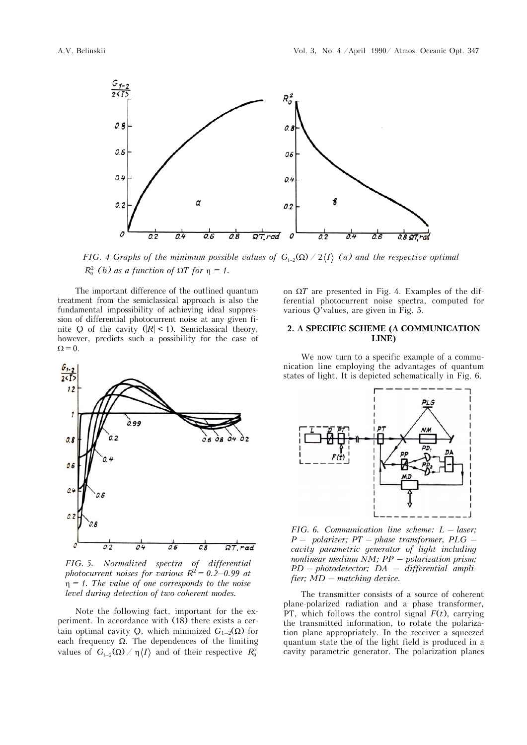*FIG. 4 Graphs of the minimum possible values of $G_{1-2}(\Omega) / 2\langle I \rangle$ (a) and the respective optimal $R_0^2$ (b) as a function of $\Omega T$ for $\eta = 1$.*

The important difference of the outlined quantum treatment from the semiclassical approach is also the fundamental impossibility of achieving ideal suppression of differential photocurrent noise at any given finite Q of the cavity ($|R| < 1$). Semiclassical theory, however, predicts such a possibility for the case of $\Omega = 0$.

*FIG. 5. Normalized spectra of differential photocurrent noises for various $R^2 = 0.2$–$0.99$ at $\eta = 1$. The value of one corresponds to the noise level during detection of two coherent modes.*

Note the following fact, important for the experiment. In accordance with (18) there exists a certain optimal cavity Q, which minimized $G_{1-2}(\Omega)$ for each frequency $\Omega$. The dependences of the limiting values of $G_{1-2}(\Omega) / \eta\langle I \rangle$ and of their respective $R_0^2$ on $\Omega T$ are presented in Fig. 4. Examples of the differential photocurrent noise spectra, computed for various Q'values, are given in Fig. 5.

## 2. A SPECIFIC SCHEME (A COMMUNICATION LINE)

We now turn to a specific example of a communication line employing the advantages of quantum states of light. It is depicted schematically in Fig. 6.

*FIG. 6. Communication line scheme: L – laser; P – polarizer; PT – phase transformer, PLG – cavity parametric generator of light including nonlinear medium NM; PP – polarization prism; PD – photodetector; DA – differential amplifier; MD – matching device.*

The transmitter consists of a source of coherent plane-polarized radiation and a phase transformer, PT, which follows the control signal $F(t)$, carrying the transmitted information, to rotate the polarization plane appropriately. In the receiver a squeezed quantum state the of the light field is produced in a cavity parametric generator. The polarization planes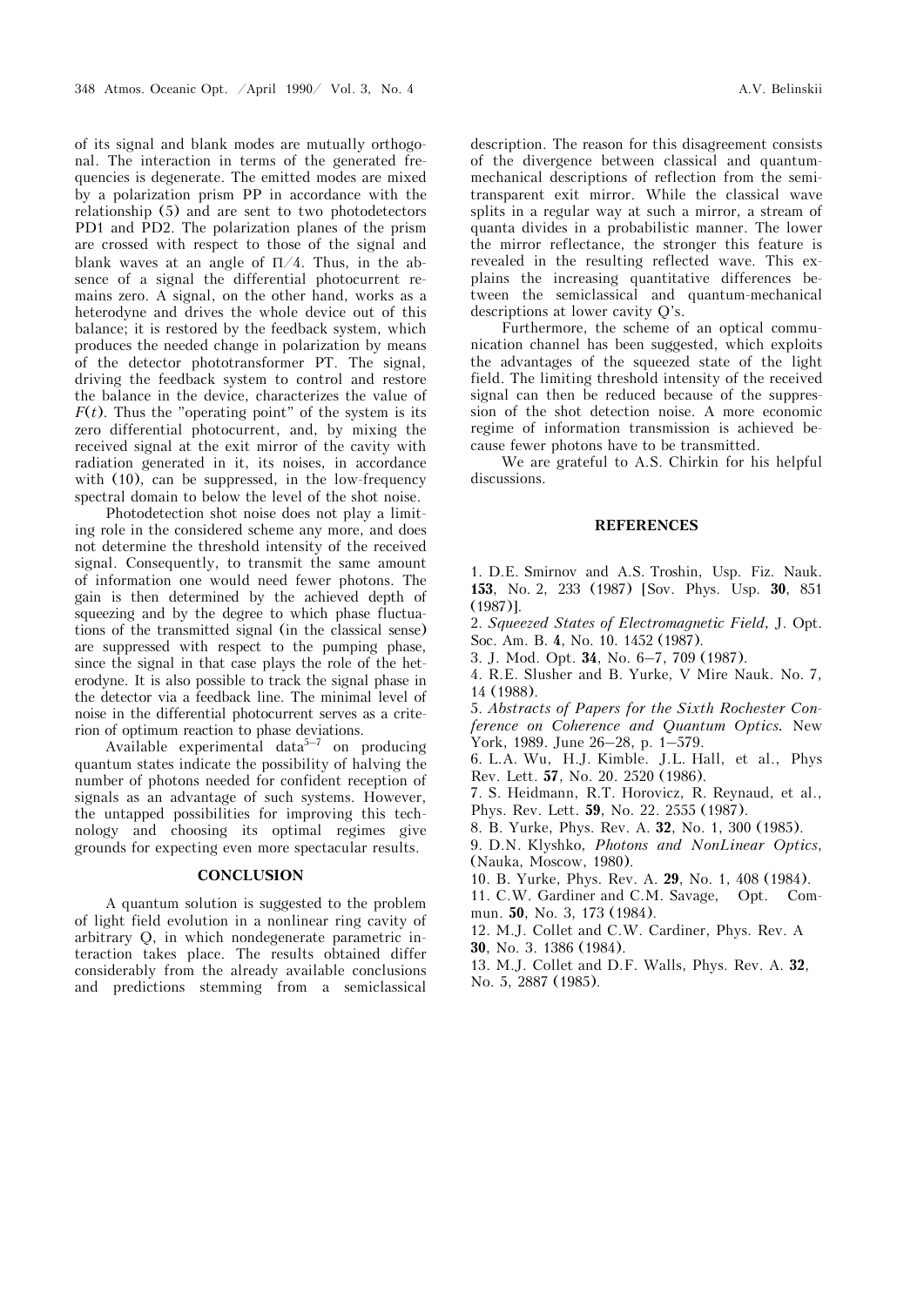of its signal and blank modes are mutually orthogonal. The interaction in terms of the generated frequencies is degenerate. The emitted modes are mixed by a polarization prism PP in accordance with the relationship (5) and are sent to two photodetectors PD1 and PD2. The polarization planes of the prism are crossed with respect to those of the signal and blank waves at an angle of $\Pi/4$. Thus, in the absence of a signal the differential photocurrent remains zero. A signal, on the other hand, works as a heterodyne and drives the whole device out of this balance; it is restored by the feedback system, which produces the needed change in polarization by means of the detector phototransformer PT. The signal, driving the feedback system to control and restore the balance in the device, characterizes the value of $F(t)$. Thus the "operating point" of the system is its zero differential photocurrent, and, by mixing the received signal at the exit mirror of the cavity with radiation generated in it, its noises, in accordance with (10), can be suppressed, in the low-frequency spectral domain to below the level of the shot noise.

Photodetection shot noise does not play a limiting role in the considered scheme any more, and does not determine the threshold intensity of the received signal. Consequently, to transmit the same amount of information one would need fewer photons. The gain is then determined by the achieved depth of squeezing and by the degree to which phase fluctuations of the transmitted signal (in the classical sense) are suppressed with respect to the pumping phase, since the signal in that case plays the role of the heterodyne. It is also possible to track the signal phase in the detector via a feedback line. The minimal level of noise in the differential photocurrent serves as a criterion of optimum reaction to phase deviations.

Available experimental data[5–7] on producing quantum states indicate the possibility of halving the number of photons needed for confident reception of signals as an advantage of such systems. However, the untapped possibilities for improving this technology and choosing its optimal regimes give grounds for expecting even more spectacular results.

## CONCLUSION

A quantum solution is suggested to the problem of light field evolution in a nonlinear ring cavity of arbitrary Q, in which nondegenerate parametric interaction takes place. The results obtained differ considerably from the already available conclusions and predictions stemming from a semiclassical description. The reason for this disagreement consists of the divergence between classical and quantum-mechanical descriptions of reflection from the semitransparent exit mirror. While the classical wave splits in a regular way at such a mirror, a stream of quanta divides in a probabilistic manner. The lower the mirror reflectance, the stronger this feature is revealed in the resulting reflected wave. This explains the increasing quantitative differences between the semiclassical and quantum-mechanical descriptions at lower cavity Q's.

Furthermore, the scheme of an optical communication channel has been suggested, which exploits the advantages of the squeezed state of the light field. The limiting threshold intensity of the received signal can then be reduced because of the suppression of the shot detection noise. A more economic regime of information transmission is achieved because fewer photons have to be transmitted.

We are grateful to A.S. Chirkin for his helpful discussions.

## REFERENCES

1. D.E. Smirnov and A.S. Troshin, Usp. Fiz. Nauk. **153**, No. 2, 233 (1987) [Sov. Phys. Usp. **30**, 851 (1987)].
2. *Squeezed States of Electromagnetic Field,* J. Opt. Soc. Am. B. **4**, No. 10. 1452 (1987).
3. J. Mod. Opt. **34**, No. 6–7, 709 (1987).
4. R.E. Slusher and B. Yurke, V Mire Nauk. No. 7, 14 (1988).
5. *Abstracts of Papers for the Sixth Rochester Conference on Coherence and Quantum Optics.* New York, 1989. June 26–28, p. 1–579.
6. L.A. Wu, H.J. Kimble. J.L. Hall, et al., Phys Rev. Lett. **57**, No. 20. 2520 (1986).
7. S. Heidmann, R.T. Horovicz, R. Reynaud, et al., Phys. Rev. Lett. **59**, No. 22. 2555 (1987).
8. B. Yurke, Phys. Rev. A. **32**, No. 1, 300 (1985).
9. D.N. Klyshko, *Photons and NonLinear Optics*, (Nauka, Moscow, 1980).
10. B. Yurke, Phys. Rev. A. **29**, No. 1, 408 (1984).
11. C.W. Gardiner and C.M. Savage, Opt. Commun. **50**, No. 3, 173 (1984).
12. M.J. Collet and C.W. Cardiner, Phys. Rev. A **30**, No. 3. 1386 (1984).
13. M.J. Collet and D.F. Walls, Phys. Rev. A. **32**, No. 5, 2887 (1985).